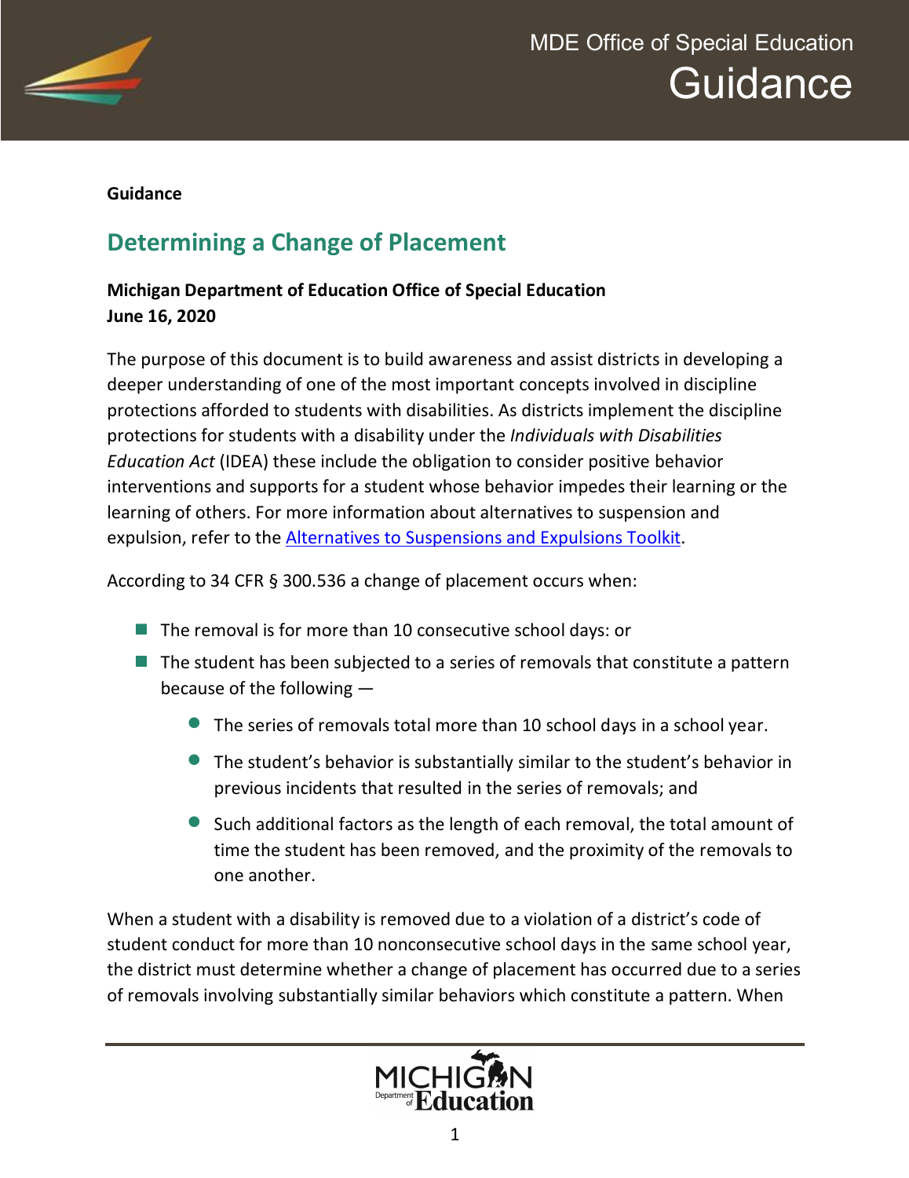**Guidance**

# Determining a Change of Placement

**Michigan Department of Education Office of Special Education**
**June 16, 2020**

The purpose of this document is to build awareness and assist districts in developing a deeper understanding of one of the most important concepts involved in discipline protections afforded to students with disabilities. As districts implement the discipline protections for students with a disability under the *Individuals with Disabilities Education Act* (IDEA) these include the obligation to consider positive behavior interventions and supports for a student whose behavior impedes their learning or the learning of others. For more information about alternatives to suspension and expulsion, refer to the [Alternatives to Suspensions and Expulsions Toolkit](#).

According to 34 CFR § 300.536 a change of placement occurs when:

- The removal is for more than 10 consecutive school days: or
- The student has been subjected to a series of removals that constitute a pattern because of the following —
  - The series of removals total more than 10 school days in a school year.
  - The student's behavior is substantially similar to the student's behavior in previous incidents that resulted in the series of removals; and
  - Such additional factors as the length of each removal, the total amount of time the student has been removed, and the proximity of the removals to one another.

When a student with a disability is removed due to a violation of a district's code of student conduct for more than 10 nonconsecutive school days in the same school year, the district must determine whether a change of placement has occurred due to a series of removals involving substantially similar behaviors which constitute a pattern. When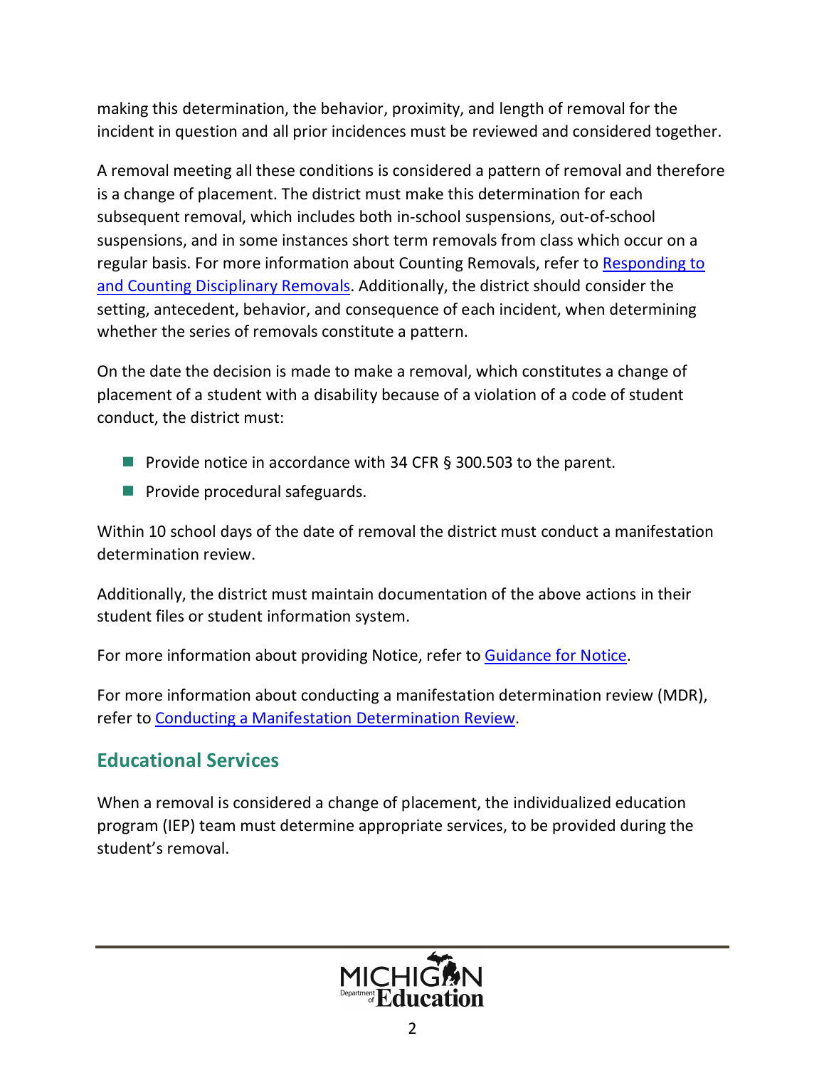making this determination, the behavior, proximity, and length of removal for the incident in question and all prior incidences must be reviewed and considered together.

A removal meeting all these conditions is considered a pattern of removal and therefore is a change of placement. The district must make this determination for each subsequent removal, which includes both in-school suspensions, out-of-school suspensions, and in some instances short term removals from class which occur on a regular basis. For more information about Counting Removals, refer to [Responding to and Counting Disciplinary Removals](). Additionally, the district should consider the setting, antecedent, behavior, and consequence of each incident, when determining whether the series of removals constitute a pattern.

On the date the decision is made to make a removal, which constitutes a change of placement of a student with a disability because of a violation of a code of student conduct, the district must:

- Provide notice in accordance with 34 CFR § 300.503 to the parent.
- Provide procedural safeguards.

Within 10 school days of the date of removal the district must conduct a manifestation determination review.

Additionally, the district must maintain documentation of the above actions in their student files or student information system.

For more information about providing Notice, refer to [Guidance for Notice]().

For more information about conducting a manifestation determination review (MDR), refer to [Conducting a Manifestation Determination Review]().

## Educational Services

When a removal is considered a change of placement, the individualized education program (IEP) team must determine appropriate services, to be provided during the student's removal.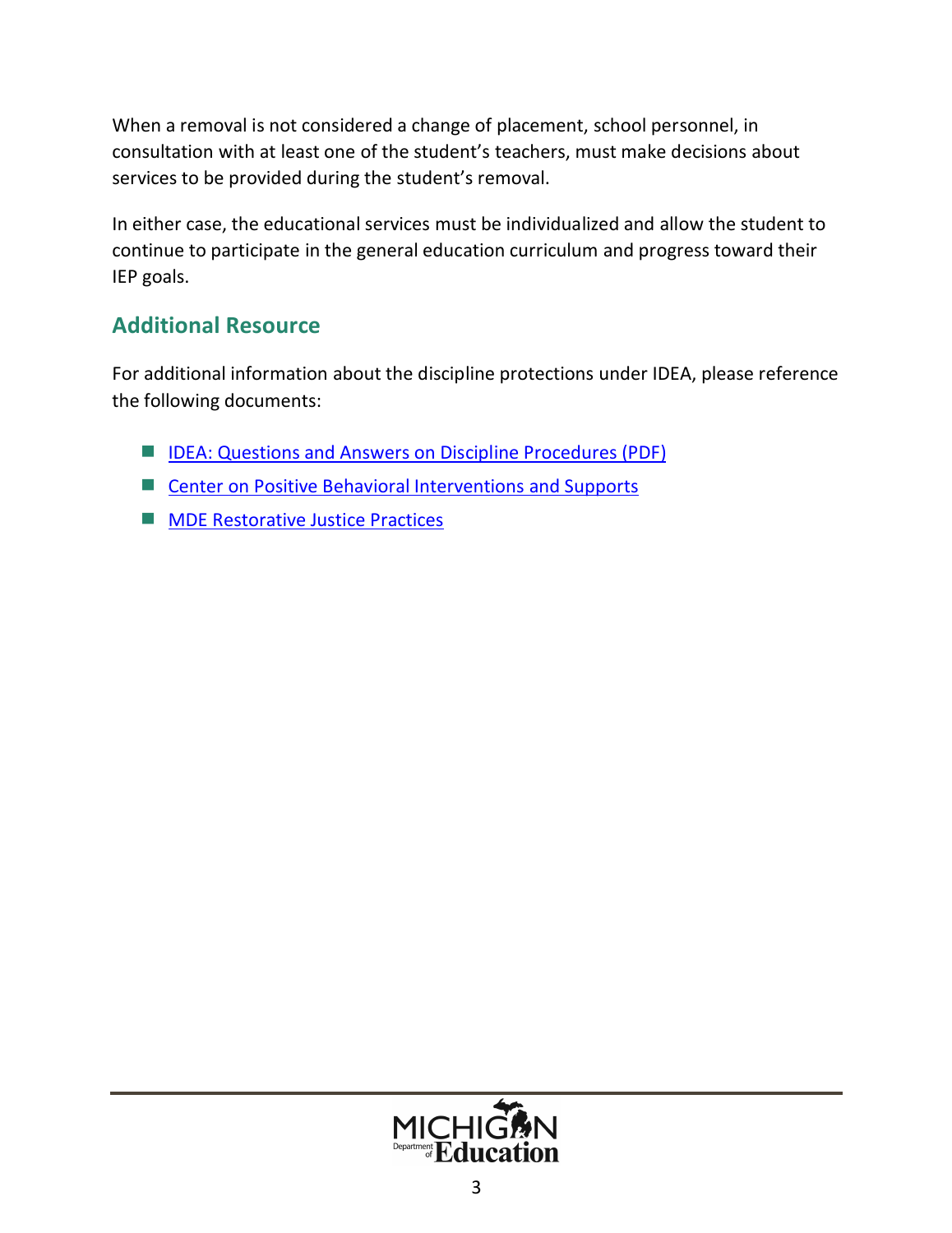When a removal is not considered a change of placement, school personnel, in consultation with at least one of the student's teachers, must make decisions about services to be provided during the student's removal.

In either case, the educational services must be individualized and allow the student to continue to participate in the general education curriculum and progress toward their IEP goals.

## Additional Resource

For additional information about the discipline protections under IDEA, please reference the following documents:

- IDEA: Questions and Answers on Discipline Procedures (PDF)
- Center on Positive Behavioral Interventions and Supports
- MDE Restorative Justice Practices